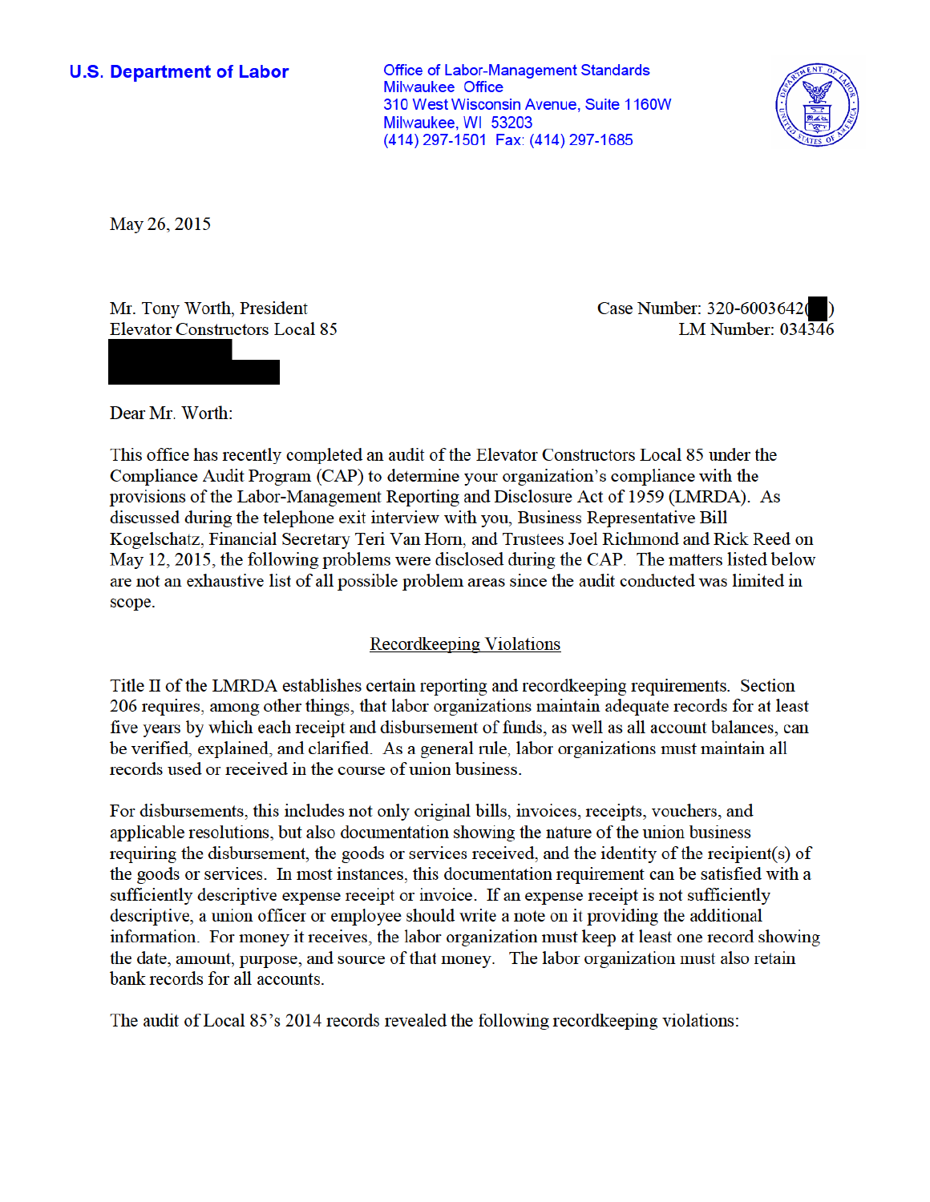**U.S. Department of Labor**

Office of Labor-Management Standards
Milwaukee Office
310 West Wisconsin Avenue, Suite 1160W
Milwaukee, WI 53203
(414) 297-1501 Fax: (414) 297-1685

May 26, 2015

Mr. Tony Worth, President
Elevator Constructors Local 85

Case Number: 320-6003642( )
LM Number: 034346

Dear Mr. Worth:

This office has recently completed an audit of the Elevator Constructors Local 85 under the Compliance Audit Program (CAP) to determine your organization's compliance with the provisions of the Labor-Management Reporting and Disclosure Act of 1959 (LMRDA). As discussed during the telephone exit interview with you, Business Representative Bill Kogelschatz, Financial Secretary Teri Van Horn, and Trustees Joel Richmond and Rick Reed on May 12, 2015, the following problems were disclosed during the CAP. The matters listed below are not an exhaustive list of all possible problem areas since the audit conducted was limited in scope.

## Recordkeeping Violations

Title II of the LMRDA establishes certain reporting and recordkeeping requirements. Section 206 requires, among other things, that labor organizations maintain adequate records for at least five years by which each receipt and disbursement of funds, as well as all account balances, can be verified, explained, and clarified. As a general rule, labor organizations must maintain all records used or received in the course of union business.

For disbursements, this includes not only original bills, invoices, receipts, vouchers, and applicable resolutions, but also documentation showing the nature of the union business requiring the disbursement, the goods or services received, and the identity of the recipient(s) of the goods or services. In most instances, this documentation requirement can be satisfied with a sufficiently descriptive expense receipt or invoice. If an expense receipt is not sufficiently descriptive, a union officer or employee should write a note on it providing the additional information. For money it receives, the labor organization must keep at least one record showing the date, amount, purpose, and source of that money. The labor organization must also retain bank records for all accounts.

The audit of Local 85's 2014 records revealed the following recordkeeping violations: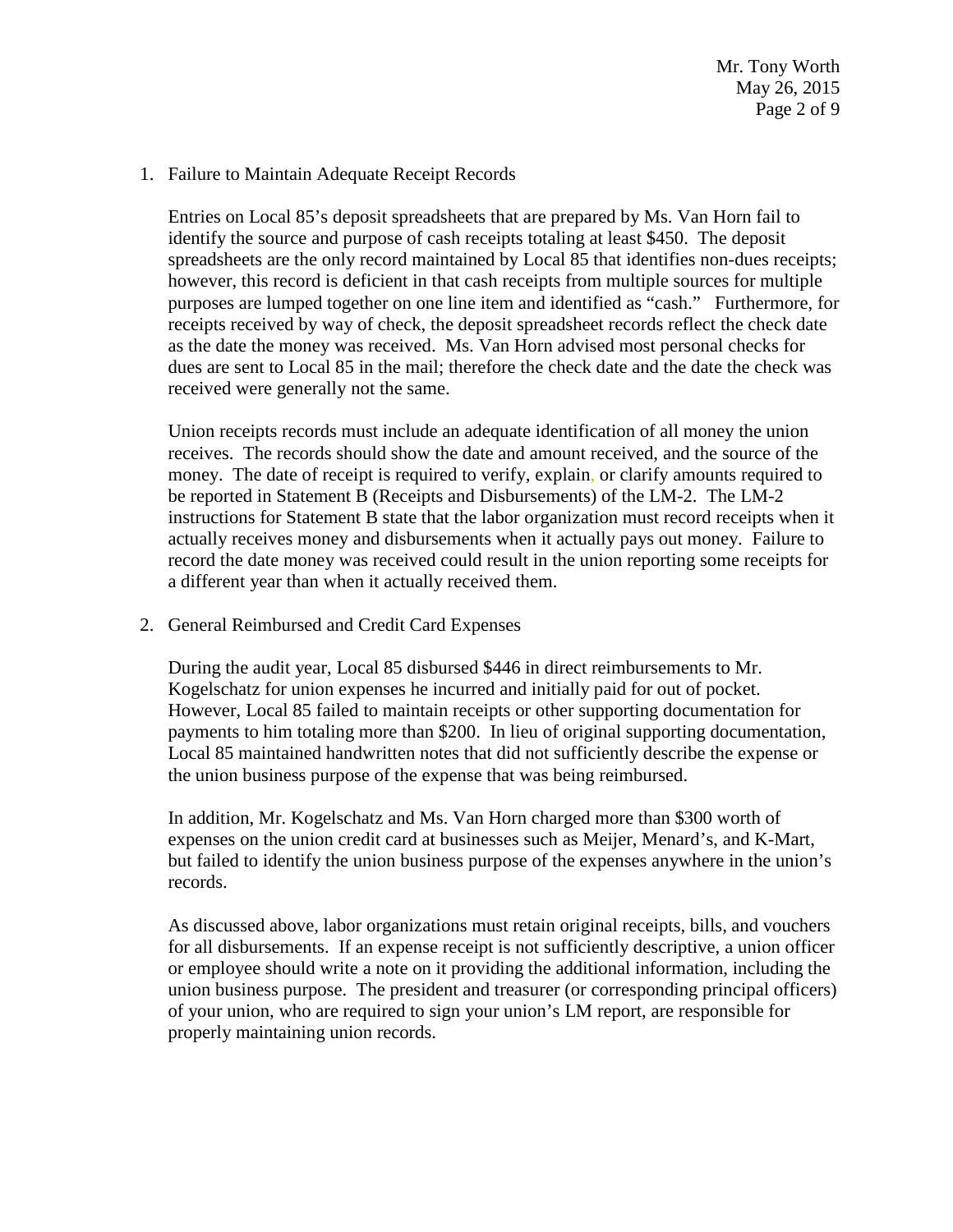1. Failure to Maintain Adequate Receipt Records

   Entries on Local 85's deposit spreadsheets that are prepared by Ms. Van Horn fail to identify the source and purpose of cash receipts totaling at least $450. The deposit spreadsheets are the only record maintained by Local 85 that identifies non-dues receipts; however, this record is deficient in that cash receipts from multiple sources for multiple purposes are lumped together on one line item and identified as "cash." Furthermore, for receipts received by way of check, the deposit spreadsheet records reflect the check date as the date the money was received. Ms. Van Horn advised most personal checks for dues are sent to Local 85 in the mail; therefore the check date and the date the check was received were generally not the same.

   Union receipts records must include an adequate identification of all money the union receives. The records should show the date and amount received, and the source of the money. The date of receipt is required to verify, explain, or clarify amounts required to be reported in Statement B (Receipts and Disbursements) of the LM-2. The LM-2 instructions for Statement B state that the labor organization must record receipts when it actually receives money and disbursements when it actually pays out money. Failure to record the date money was received could result in the union reporting some receipts for a different year than when it actually received them.

2. General Reimbursed and Credit Card Expenses

   During the audit year, Local 85 disbursed $446 in direct reimbursements to Mr. Kogelschatz for union expenses he incurred and initially paid for out of pocket. However, Local 85 failed to maintain receipts or other supporting documentation for payments to him totaling more than $200. In lieu of original supporting documentation, Local 85 maintained handwritten notes that did not sufficiently describe the expense or the union business purpose of the expense that was being reimbursed.

   In addition, Mr. Kogelschatz and Ms. Van Horn charged more than $300 worth of expenses on the union credit card at businesses such as Meijer, Menard's, and K-Mart, but failed to identify the union business purpose of the expenses anywhere in the union's records.

   As discussed above, labor organizations must retain original receipts, bills, and vouchers for all disbursements. If an expense receipt is not sufficiently descriptive, a union officer or employee should write a note on it providing the additional information, including the union business purpose. The president and treasurer (or corresponding principal officers) of your union, who are required to sign your union's LM report, are responsible for properly maintaining union records.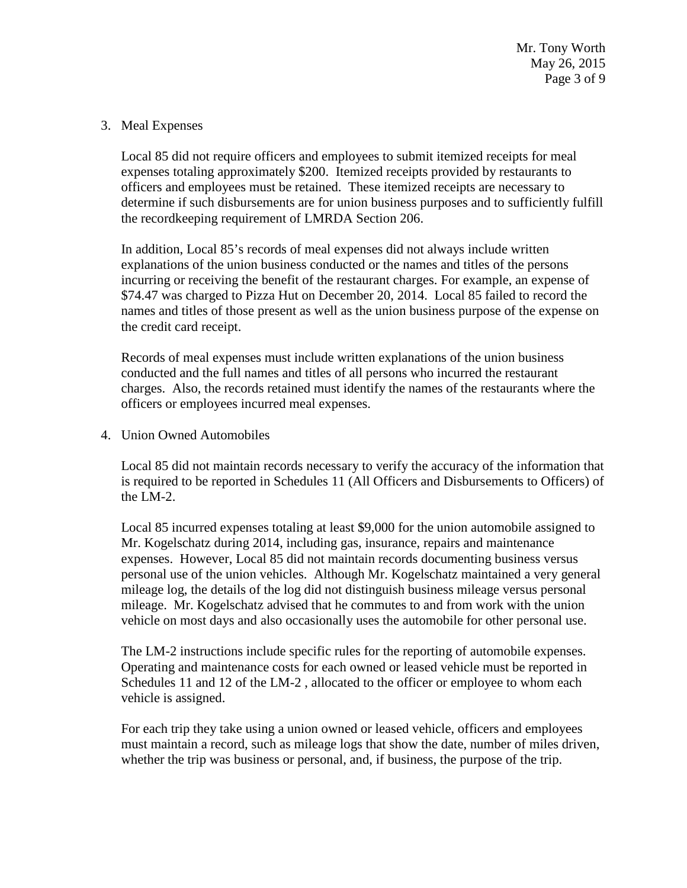3. Meal Expenses

   Local 85 did not require officers and employees to submit itemized receipts for meal expenses totaling approximately $200. Itemized receipts provided by restaurants to officers and employees must be retained. These itemized receipts are necessary to determine if such disbursements are for union business purposes and to sufficiently fulfill the recordkeeping requirement of LMRDA Section 206.

   In addition, Local 85's records of meal expenses did not always include written explanations of the union business conducted or the names and titles of the persons incurring or receiving the benefit of the restaurant charges. For example, an expense of $74.47 was charged to Pizza Hut on December 20, 2014. Local 85 failed to record the names and titles of those present as well as the union business purpose of the expense on the credit card receipt.

   Records of meal expenses must include written explanations of the union business conducted and the full names and titles of all persons who incurred the restaurant charges. Also, the records retained must identify the names of the restaurants where the officers or employees incurred meal expenses.

4. Union Owned Automobiles

   Local 85 did not maintain records necessary to verify the accuracy of the information that is required to be reported in Schedules 11 (All Officers and Disbursements to Officers) of the LM-2.

   Local 85 incurred expenses totaling at least $9,000 for the union automobile assigned to Mr. Kogelschatz during 2014, including gas, insurance, repairs and maintenance expenses. However, Local 85 did not maintain records documenting business versus personal use of the union vehicles. Although Mr. Kogelschatz maintained a very general mileage log, the details of the log did not distinguish business mileage versus personal mileage. Mr. Kogelschatz advised that he commutes to and from work with the union vehicle on most days and also occasionally uses the automobile for other personal use.

   The LM-2 instructions include specific rules for the reporting of automobile expenses. Operating and maintenance costs for each owned or leased vehicle must be reported in Schedules 11 and 12 of the LM-2 , allocated to the officer or employee to whom each vehicle is assigned.

   For each trip they take using a union owned or leased vehicle, officers and employees must maintain a record, such as mileage logs that show the date, number of miles driven, whether the trip was business or personal, and, if business, the purpose of the trip.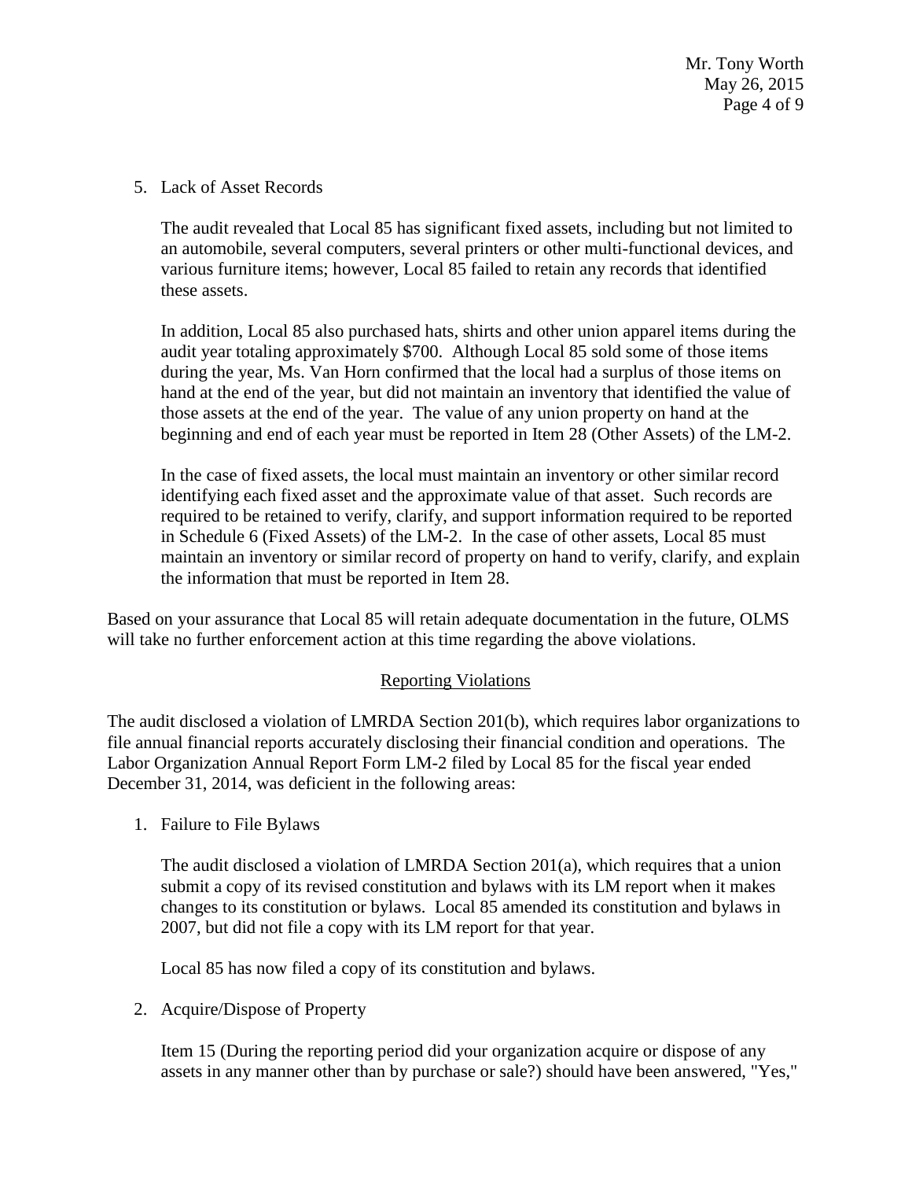5. Lack of Asset Records

   The audit revealed that Local 85 has significant fixed assets, including but not limited to an automobile, several computers, several printers or other multi-functional devices, and various furniture items; however, Local 85 failed to retain any records that identified these assets.

   In addition, Local 85 also purchased hats, shirts and other union apparel items during the audit year totaling approximately $700. Although Local 85 sold some of those items during the year, Ms. Van Horn confirmed that the local had a surplus of those items on hand at the end of the year, but did not maintain an inventory that identified the value of those assets at the end of the year. The value of any union property on hand at the beginning and end of each year must be reported in Item 28 (Other Assets) of the LM-2.

   In the case of fixed assets, the local must maintain an inventory or other similar record identifying each fixed asset and the approximate value of that asset. Such records are required to be retained to verify, clarify, and support information required to be reported in Schedule 6 (Fixed Assets) of the LM-2. In the case of other assets, Local 85 must maintain an inventory or similar record of property on hand to verify, clarify, and explain the information that must be reported in Item 28.

Based on your assurance that Local 85 will retain adequate documentation in the future, OLMS will take no further enforcement action at this time regarding the above violations.

## Reporting Violations

The audit disclosed a violation of LMRDA Section 201(b), which requires labor organizations to file annual financial reports accurately disclosing their financial condition and operations. The Labor Organization Annual Report Form LM-2 filed by Local 85 for the fiscal year ended December 31, 2014, was deficient in the following areas:

1. Failure to File Bylaws

   The audit disclosed a violation of LMRDA Section 201(a), which requires that a union submit a copy of its revised constitution and bylaws with its LM report when it makes changes to its constitution or bylaws. Local 85 amended its constitution and bylaws in 2007, but did not file a copy with its LM report for that year.

   Local 85 has now filed a copy of its constitution and bylaws.

2. Acquire/Dispose of Property

   Item 15 (During the reporting period did your organization acquire or dispose of any assets in any manner other than by purchase or sale?) should have been answered, "Yes,"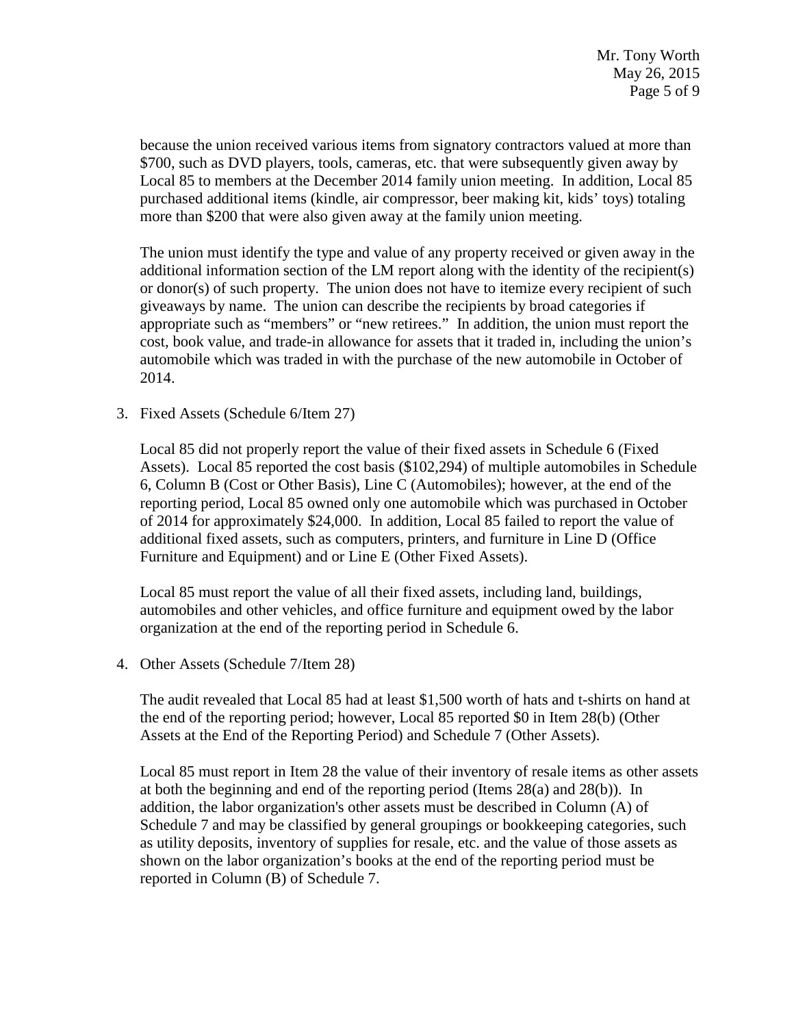because the union received various items from signatory contractors valued at more than $700, such as DVD players, tools, cameras, etc. that were subsequently given away by Local 85 to members at the December 2014 family union meeting. In addition, Local 85 purchased additional items (kindle, air compressor, beer making kit, kids' toys) totaling more than $200 that were also given away at the family union meeting.

The union must identify the type and value of any property received or given away in the additional information section of the LM report along with the identity of the recipient(s) or donor(s) of such property. The union does not have to itemize every recipient of such giveaways by name. The union can describe the recipients by broad categories if appropriate such as "members" or "new retirees." In addition, the union must report the cost, book value, and trade-in allowance for assets that it traded in, including the union's automobile which was traded in with the purchase of the new automobile in October of 2014.

3. Fixed Assets (Schedule 6/Item 27)

   Local 85 did not properly report the value of their fixed assets in Schedule 6 (Fixed Assets). Local 85 reported the cost basis ($102,294) of multiple automobiles in Schedule 6, Column B (Cost or Other Basis), Line C (Automobiles); however, at the end of the reporting period, Local 85 owned only one automobile which was purchased in October of 2014 for approximately $24,000. In addition, Local 85 failed to report the value of additional fixed assets, such as computers, printers, and furniture in Line D (Office Furniture and Equipment) and or Line E (Other Fixed Assets).

   Local 85 must report the value of all their fixed assets, including land, buildings, automobiles and other vehicles, and office furniture and equipment owed by the labor organization at the end of the reporting period in Schedule 6.

4. Other Assets (Schedule 7/Item 28)

   The audit revealed that Local 85 had at least $1,500 worth of hats and t-shirts on hand at the end of the reporting period; however, Local 85 reported $0 in Item 28(b) (Other Assets at the End of the Reporting Period) and Schedule 7 (Other Assets).

   Local 85 must report in Item 28 the value of their inventory of resale items as other assets at both the beginning and end of the reporting period (Items 28(a) and 28(b)). In addition, the labor organization's other assets must be described in Column (A) of Schedule 7 and may be classified by general groupings or bookkeeping categories, such as utility deposits, inventory of supplies for resale, etc. and the value of those assets as shown on the labor organization's books at the end of the reporting period must be reported in Column (B) of Schedule 7.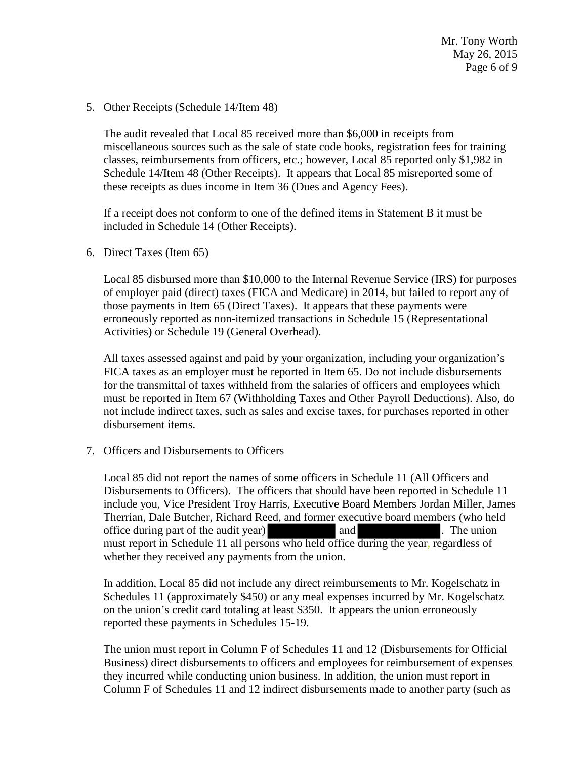5. Other Receipts (Schedule 14/Item 48)

   The audit revealed that Local 85 received more than $6,000 in receipts from miscellaneous sources such as the sale of state code books, registration fees for training classes, reimbursements from officers, etc.; however, Local 85 reported only $1,982 in Schedule 14/Item 48 (Other Receipts). It appears that Local 85 misreported some of these receipts as dues income in Item 36 (Dues and Agency Fees).

   If a receipt does not conform to one of the defined items in Statement B it must be included in Schedule 14 (Other Receipts).

6. Direct Taxes (Item 65)

   Local 85 disbursed more than $10,000 to the Internal Revenue Service (IRS) for purposes of employer paid (direct) taxes (FICA and Medicare) in 2014, but failed to report any of those payments in Item 65 (Direct Taxes). It appears that these payments were erroneously reported as non-itemized transactions in Schedule 15 (Representational Activities) or Schedule 19 (General Overhead).

   All taxes assessed against and paid by your organization, including your organization's FICA taxes as an employer must be reported in Item 65. Do not include disbursements for the transmittal of taxes withheld from the salaries of officers and employees which must be reported in Item 67 (Withholding Taxes and Other Payroll Deductions). Also, do not include indirect taxes, such as sales and excise taxes, for purchases reported in other disbursement items.

7. Officers and Disbursements to Officers

   Local 85 did not report the names of some officers in Schedule 11 (All Officers and Disbursements to Officers). The officers that should have been reported in Schedule 11 include you, Vice President Troy Harris, Executive Board Members Jordan Miller, James Therrian, Dale Butcher, Richard Reed, and former executive board members (who held office during part of the audit year) [REDACTED] and [REDACTED]. The union must report in Schedule 11 all persons who held office during the year, regardless of whether they received any payments from the union.

   In addition, Local 85 did not include any direct reimbursements to Mr. Kogelschatz in Schedules 11 (approximately $450) or any meal expenses incurred by Mr. Kogelschatz on the union's credit card totaling at least $350. It appears the union erroneously reported these payments in Schedules 15-19.

   The union must report in Column F of Schedules 11 and 12 (Disbursements for Official Business) direct disbursements to officers and employees for reimbursement of expenses they incurred while conducting union business. In addition, the union must report in Column F of Schedules 11 and 12 indirect disbursements made to another party (such as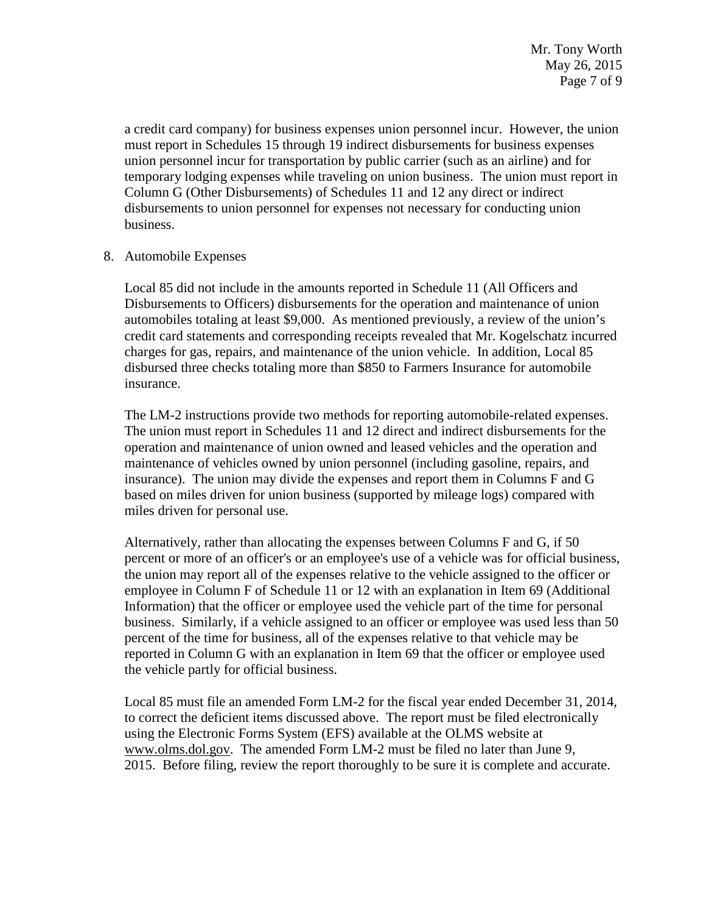a credit card company) for business expenses union personnel incur. However, the union must report in Schedules 15 through 19 indirect disbursements for business expenses union personnel incur for transportation by public carrier (such as an airline) and for temporary lodging expenses while traveling on union business. The union must report in Column G (Other Disbursements) of Schedules 11 and 12 any direct or indirect disbursements to union personnel for expenses not necessary for conducting union business.

8. Automobile Expenses

   Local 85 did not include in the amounts reported in Schedule 11 (All Officers and Disbursements to Officers) disbursements for the operation and maintenance of union automobiles totaling at least $9,000. As mentioned previously, a review of the union's credit card statements and corresponding receipts revealed that Mr. Kogelschatz incurred charges for gas, repairs, and maintenance of the union vehicle. In addition, Local 85 disbursed three checks totaling more than $850 to Farmers Insurance for automobile insurance.

   The LM-2 instructions provide two methods for reporting automobile-related expenses. The union must report in Schedules 11 and 12 direct and indirect disbursements for the operation and maintenance of union owned and leased vehicles and the operation and maintenance of vehicles owned by union personnel (including gasoline, repairs, and insurance). The union may divide the expenses and report them in Columns F and G based on miles driven for union business (supported by mileage logs) compared with miles driven for personal use.

   Alternatively, rather than allocating the expenses between Columns F and G, if 50 percent or more of an officer's or an employee's use of a vehicle was for official business, the union may report all of the expenses relative to the vehicle assigned to the officer or employee in Column F of Schedule 11 or 12 with an explanation in Item 69 (Additional Information) that the officer or employee used the vehicle part of the time for personal business. Similarly, if a vehicle assigned to an officer or employee was used less than 50 percent of the time for business, all of the expenses relative to that vehicle may be reported in Column G with an explanation in Item 69 that the officer or employee used the vehicle partly for official business.

   Local 85 must file an amended Form LM-2 for the fiscal year ended December 31, 2014, to correct the deficient items discussed above. The report must be filed electronically using the Electronic Forms System (EFS) available at the OLMS website at www.olms.dol.gov. The amended Form LM-2 must be filed no later than June 9, 2015. Before filing, review the report thoroughly to be sure it is complete and accurate.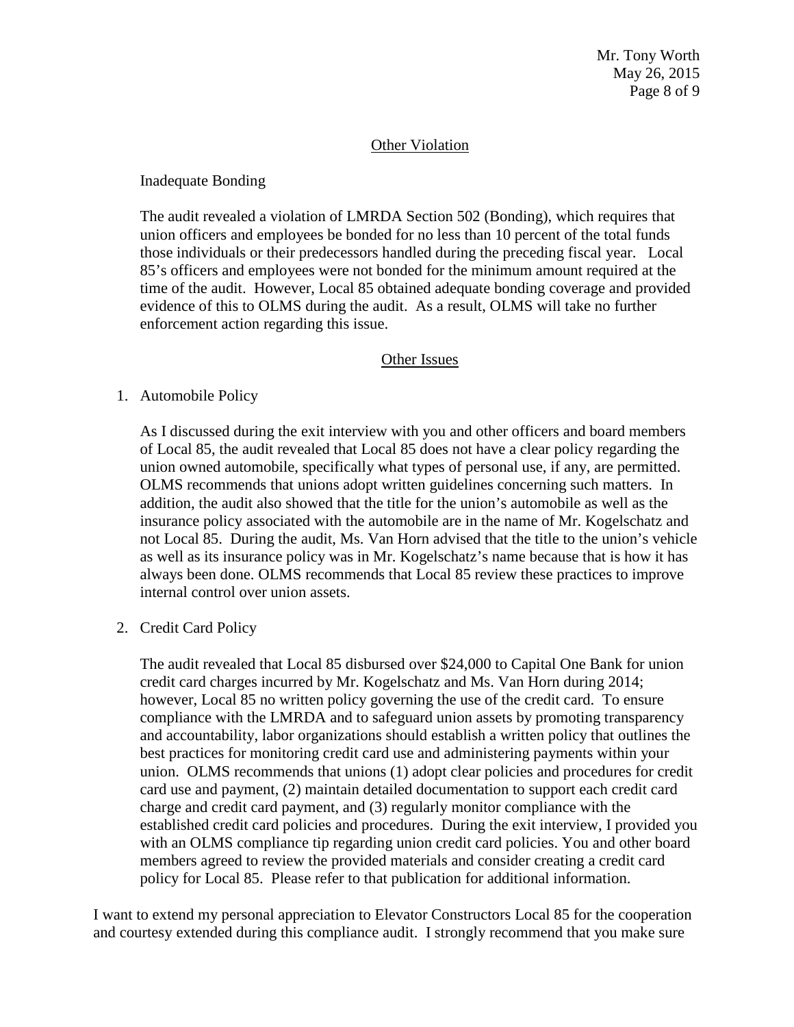## Other Violation

Inadequate Bonding

The audit revealed a violation of LMRDA Section 502 (Bonding), which requires that union officers and employees be bonded for no less than 10 percent of the total funds those individuals or their predecessors handled during the preceding fiscal year. Local 85's officers and employees were not bonded for the minimum amount required at the time of the audit. However, Local 85 obtained adequate bonding coverage and provided evidence of this to OLMS during the audit. As a result, OLMS will take no further enforcement action regarding this issue.

## Other Issues

1. Automobile Policy

   As I discussed during the exit interview with you and other officers and board members of Local 85, the audit revealed that Local 85 does not have a clear policy regarding the union owned automobile, specifically what types of personal use, if any, are permitted. OLMS recommends that unions adopt written guidelines concerning such matters. In addition, the audit also showed that the title for the union's automobile as well as the insurance policy associated with the automobile are in the name of Mr. Kogelschatz and not Local 85. During the audit, Ms. Van Horn advised that the title to the union's vehicle as well as its insurance policy was in Mr. Kogelschatz's name because that is how it has always been done. OLMS recommends that Local 85 review these practices to improve internal control over union assets.

2. Credit Card Policy

   The audit revealed that Local 85 disbursed over $24,000 to Capital One Bank for union credit card charges incurred by Mr. Kogelschatz and Ms. Van Horn during 2014; however, Local 85 no written policy governing the use of the credit card. To ensure compliance with the LMRDA and to safeguard union assets by promoting transparency and accountability, labor organizations should establish a written policy that outlines the best practices for monitoring credit card use and administering payments within your union. OLMS recommends that unions (1) adopt clear policies and procedures for credit card use and payment, (2) maintain detailed documentation to support each credit card charge and credit card payment, and (3) regularly monitor compliance with the established credit card policies and procedures. During the exit interview, I provided you with an OLMS compliance tip regarding union credit card policies. You and other board members agreed to review the provided materials and consider creating a credit card policy for Local 85. Please refer to that publication for additional information.

I want to extend my personal appreciation to Elevator Constructors Local 85 for the cooperation and courtesy extended during this compliance audit. I strongly recommend that you make sure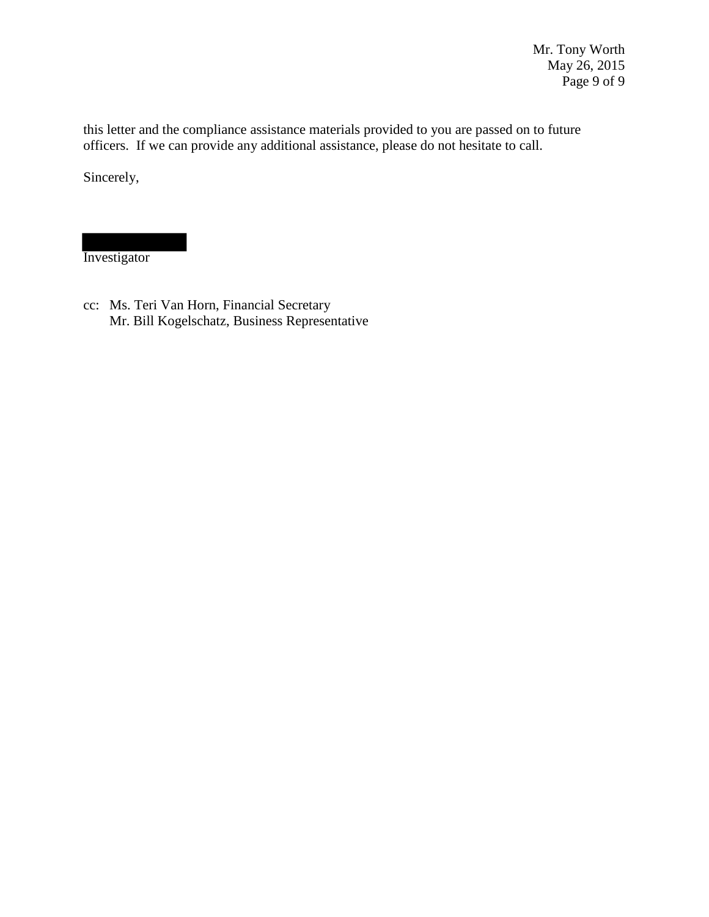this letter and the compliance assistance materials provided to you are passed on to future officers. If we can provide any additional assistance, please do not hesitate to call.

Sincerely,

Investigator

cc: Ms. Teri Van Horn, Financial Secretary
Mr. Bill Kogelschatz, Business Representative